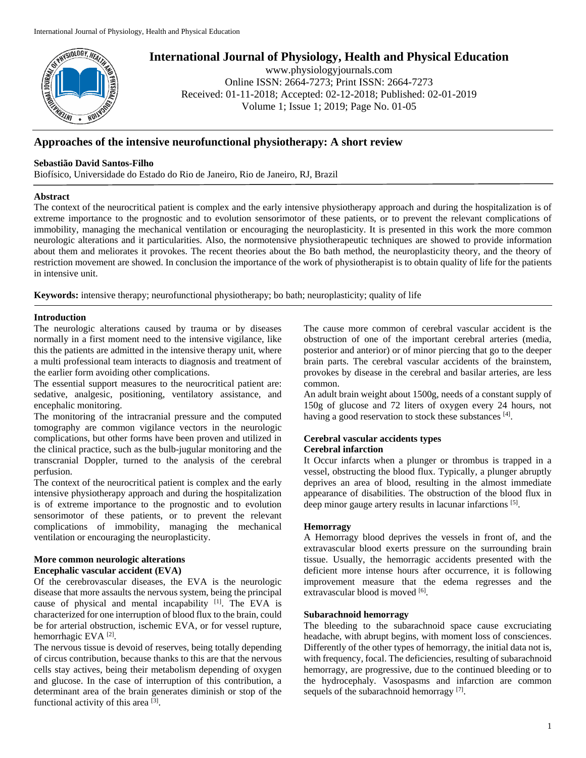# Approaches of the intensive neurofunctional physiotherapy: A short review

**Sebastião David Santos-Filho**

Biofísico, Universidade do Estado do Rio de Janeiro, Rio de Janeiro, RJ, Brazil

## Abstract

The context of the neurocritical patient is complex and the early intensive physiotherapy approach and during the hospitalization is of extreme importance to the prognostic and to evolution sensorimotor of these patients, or to prevent the relevant complications of immobility, managing the mechanical ventilation or encouraging the neuroplasticity. It is presented in this work the more common neurologic alterations and it particularities. Also, the normotensive physiotherapeutic techniques are showed to provide information about them and meliorates it provokes. The recent theories about the Bo bath method, the neuroplasticity theory, and the theory of restriction movement are showed. In conclusion the importance of the work of physiotherapist is to obtain quality of life for the patients in intensive unit.

**Keywords:** intensive therapy; neurofunctional physiotherapy; bo bath; neuroplasticity; quality of life

## Introduction

The neurologic alterations caused by trauma or by diseases normally in a first moment need to the intensive vigilance, like this the patients are admitted in the intensive therapy unit, where a multi professional team interacts to diagnosis and treatment of the earlier form avoiding other complications.

The essential support measures to the neurocritical patient are: sedative, analgesic, positioning, ventilatory assistance, and encephalic monitoring.

The monitoring of the intracranial pressure and the computed tomography are common vigilance vectors in the neurologic complications, but other forms have been proven and utilized in the clinical practice, such as the bulb-jugular monitoring and the transcranial Doppler, turned to the analysis of the cerebral perfusion.

The context of the neurocritical patient is complex and the early intensive physiotherapy approach and during the hospitalization is of extreme importance to the prognostic and to evolution sensorimotor of these patients, or to prevent the relevant complications of immobility, managing the mechanical ventilation or encouraging the neuroplasticity.

## More common neurologic alterations

### Encephalic vascular accident (EVA)

Of the cerebrovascular diseases, the EVA is the neurologic disease that more assaults the nervous system, being the principal cause of physical and mental incapability [1]. The EVA is characterized for one interruption of blood flux to the brain, could be for arterial obstruction, ischemic EVA, or for vessel rupture, hemorrhagic EVA [2].

The nervous tissue is devoid of reserves, being totally depending of circus contribution, because thanks to this are that the nervous cells stay actives, being their metabolism depending of oxygen and glucose. In the case of interruption of this contribution, a determinant area of the brain generates diminish or stop of the functional activity of this area [3].

The cause more common of cerebral vascular accident is the obstruction of one of the important cerebral arteries (media, posterior and anterior) or of minor piercing that go to the deeper brain parts. The cerebral vascular accidents of the brainstem, provokes by disease in the cerebral and basilar arteries, are less common.

An adult brain weight about 1500g, needs of a constant supply of 150g of glucose and 72 liters of oxygen every 24 hours, not having a good reservation to stock these substances [4].

### Cerebral vascular accidents types

#### Cerebral infarction

It Occur infarcts when a plunger or thrombus is trapped in a vessel, obstructing the blood flux. Typically, a plunger abruptly deprives an area of blood, resulting in the almost immediate appearance of disabilities. The obstruction of the blood flux in deep minor gauge artery results in lacunar infarctions [5].

#### Hemorragy

A Hemorragy blood deprives the vessels in front of, and the extravascular blood exerts pressure on the surrounding brain tissue. Usually, the hemorragic accidents presented with the deficient more intense hours after occurrence, it is following improvement measure that the edema regresses and the extravascular blood is moved [6].

#### Subarachnoid hemorragy

The bleeding to the subarachnoid space cause excruciating headache, with abrupt begins, with moment loss of consciences. Differently of the other types of hemorragy, the initial data not is, with frequency, focal. The deficiencies, resulting of subarachnoid hemorragy, are progressive, due to the continued bleeding or to the hydrocephaly. Vasospasms and infarction are common sequels of the subarachnoid hemorragy [7].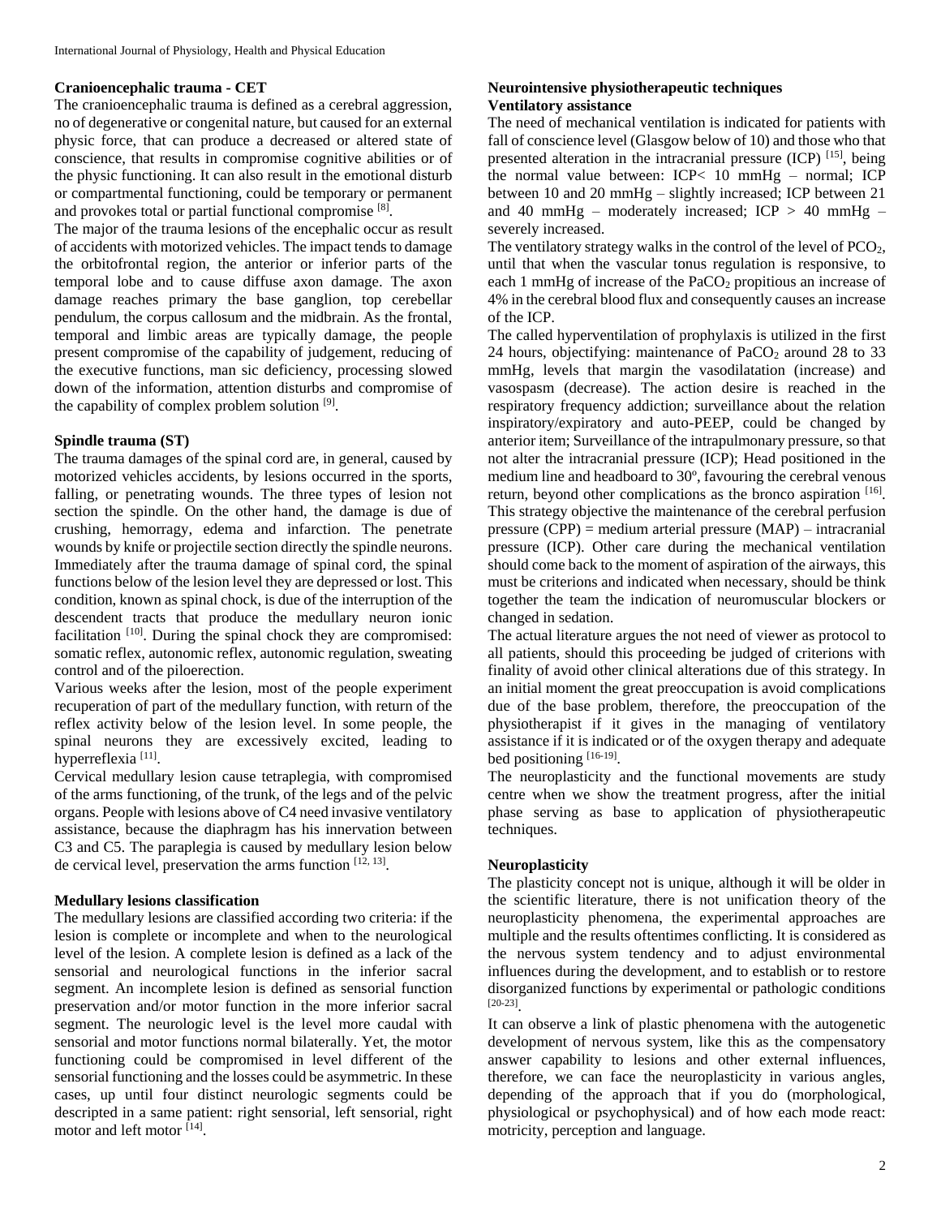## Cranioencephalic trauma - CET

The cranioencephalic trauma is defined as a cerebral aggression, no of degenerative or congenital nature, but caused for an external physic force, that can produce a decreased or altered state of conscience, that results in compromise cognitive abilities or of the physic functioning. It can also result in the emotional disturb or compartmental functioning, could be temporary or permanent and provokes total or partial functional compromise [8].

The major of the trauma lesions of the encephalic occur as result of accidents with motorized vehicles. The impact tends to damage the orbitofrontal region, the anterior or inferior parts of the temporal lobe and to cause diffuse axon damage. The axon damage reaches primary the base ganglion, top cerebellar pendulum, the corpus callosum and the midbrain. As the frontal, temporal and limbic areas are typically damage, the people present compromise of the capability of judgement, reducing of the executive functions, man sic deficiency, processing slowed down of the information, attention disturbs and compromise of the capability of complex problem solution [9].

## Spindle trauma (ST)

The trauma damages of the spinal cord are, in general, caused by motorized vehicles accidents, by lesions occurred in the sports, falling, or penetrating wounds. The three types of lesion not section the spindle. On the other hand, the damage is due of crushing, hemorragy, edema and infarction. The penetrate wounds by knife or projectile section directly the spindle neurons. Immediately after the trauma damage of spinal cord, the spinal functions below of the lesion level they are depressed or lost. This condition, known as spinal chock, is due of the interruption of the descendent tracts that produce the medullary neuron ionic facilitation [10]. During the spinal chock they are compromised: somatic reflex, autonomic reflex, autonomic regulation, sweating control and of the piloerection.

Various weeks after the lesion, most of the people experiment recuperation of part of the medullary function, with return of the reflex activity below of the lesion level. In some people, the spinal neurons they are excessively excited, leading to hyperreflexia [11].

Cervical medullary lesion cause tetraplegia, with compromised of the arms functioning, of the trunk, of the legs and of the pelvic organs. People with lesions above of C4 need invasive ventilatory assistance, because the diaphragm has his innervation between C3 and C5. The paraplegia is caused by medullary lesion below de cervical level, preservation the arms function [12, 13].

## Medullary lesions classification

The medullary lesions are classified according two criteria: if the lesion is complete or incomplete and when to the neurological level of the lesion. A complete lesion is defined as a lack of the sensorial and neurological functions in the inferior sacral segment. An incomplete lesion is defined as sensorial function preservation and/or motor function in the more inferior sacral segment. The neurologic level is the level more caudal with sensorial and motor functions normal bilaterally. Yet, the motor functioning could be compromised in level different of the sensorial functioning and the losses could be asymmetric. In these cases, up until four distinct neurologic segments could be descripted in a same patient: right sensorial, left sensorial, right motor and left motor [14].

## Neurointensive physiotherapeutic techniques

### Ventilatory assistance

The need of mechanical ventilation is indicated for patients with fall of conscience level (Glasgow below of 10) and those who that presented alteration in the intracranial pressure (ICP) [15], being the normal value between: ICP< 10 mmHg – normal; ICP between 10 and 20 mmHg – slightly increased; ICP between 21 and 40 mmHg – moderately increased; ICP > 40 mmHg – severely increased.

The ventilatory strategy walks in the control of the level of $PCO_2$, until that when the vascular tonus regulation is responsive, to each 1 mmHg of increase of the $PaCO_2$ propitious an increase of 4% in the cerebral blood flux and consequently causes an increase of the ICP.

The called hyperventilation of prophylaxis is utilized in the first 24 hours, objectifying: maintenance of $PaCO_2$ around 28 to 33 mmHg, levels that margin the vasodilatation (increase) and vasospasm (decrease). The action desire is reached in the respiratory frequency addiction; surveillance about the relation inspiratory/expiratory and auto-PEEP, could be changed by anterior item; Surveillance of the intrapulmonary pressure, so that not alter the intracranial pressure (ICP); Head positioned in the medium line and headboard to 30º, favouring the cerebral venous return, beyond other complications as the bronco aspiration [16]. This strategy objective the maintenance of the cerebral perfusion pressure (CPP) = medium arterial pressure (MAP) – intracranial pressure (ICP). Other care during the mechanical ventilation should come back to the moment of aspiration of the airways, this must be criterions and indicated when necessary, should be think together the team the indication of neuromuscular blockers or changed in sedation.

The actual literature argues the not need of viewer as protocol to all patients, should this proceeding be judged of criterions with finality of avoid other clinical alterations due of this strategy. In an initial moment the great preoccupation is avoid complications due of the base problem, therefore, the preoccupation of the physiotherapist if it gives in the managing of ventilatory assistance if it is indicated or of the oxygen therapy and adequate bed positioning [16-19].

The neuroplasticity and the functional movements are study centre when we show the treatment progress, after the initial phase serving as base to application of physiotherapeutic techniques.

### Neuroplasticity

The plasticity concept not is unique, although it will be older in the scientific literature, there is not unification theory of the neuroplasticity phenomena, the experimental approaches are multiple and the results oftentimes conflicting. It is considered as the nervous system tendency and to adjust environmental influences during the development, and to establish or to restore disorganized functions by experimental or pathologic conditions [20-23].

It can observe a link of plastic phenomena with the autogenetic development of nervous system, like this as the compensatory answer capability to lesions and other external influences, therefore, we can face the neuroplasticity in various angles, depending of the approach that if you do (morphological, physiological or psychophysical) and of how each mode react: motricity, perception and language.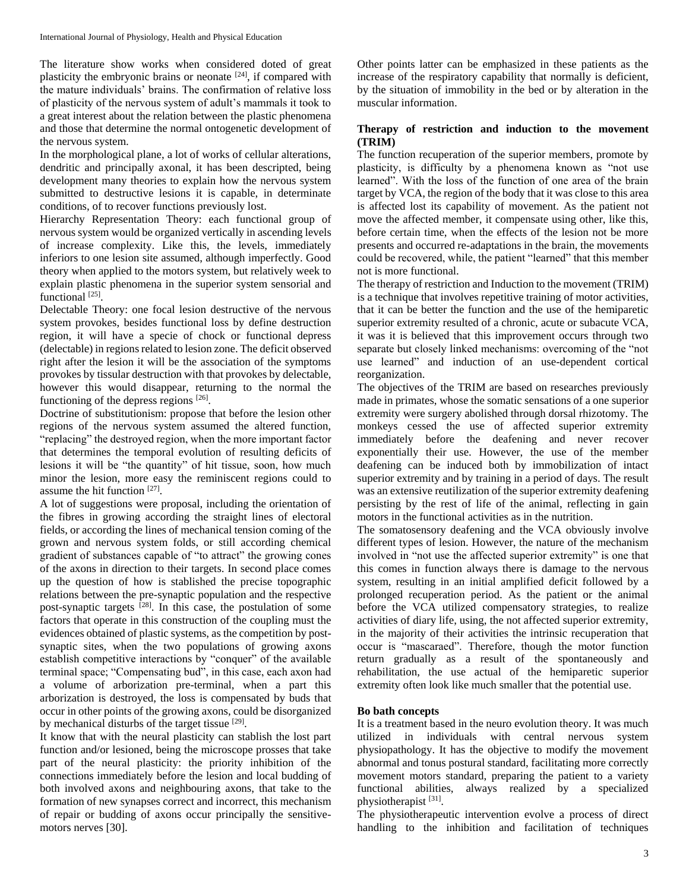The literature show works when considered doted of great plasticity the embryonic brains or neonate [24], if compared with the mature individuals' brains. The confirmation of relative loss of plasticity of the nervous system of adult's mammals it took to a great interest about the relation between the plastic phenomena and those that determine the normal ontogenetic development of the nervous system.

In the morphological plane, a lot of works of cellular alterations, dendritic and principally axonal, it has been descripted, being development many theories to explain how the nervous system submitted to destructive lesions it is capable, in determinate conditions, of to recover functions previously lost.

Hierarchy Representation Theory: each functional group of nervous system would be organized vertically in ascending levels of increase complexity. Like this, the levels, immediately inferiors to one lesion site assumed, although imperfectly. Good theory when applied to the motors system, but relatively week to explain plastic phenomena in the superior system sensorial and functional [25].

Delectable Theory: one focal lesion destructive of the nervous system provokes, besides functional loss by define destruction region, it will have a specie of chock or functional depress (delectable) in regions related to lesion zone. The deficit observed right after the lesion it will be the association of the symptoms provokes by tissular destruction with that provokes by delectable, however this would disappear, returning to the normal the functioning of the depress regions [26].

Doctrine of substitutionism: propose that before the lesion other regions of the nervous system assumed the altered function, "replacing" the destroyed region, when the more important factor that determines the temporal evolution of resulting deficits of lesions it will be "the quantity" of hit tissue, soon, how much minor the lesion, more easy the reminiscent regions could to assume the hit function [27].

A lot of suggestions were proposal, including the orientation of the fibres in growing according the straight lines of electoral fields, or according the lines of mechanical tension coming of the grown and nervous system folds, or still according chemical gradient of substances capable of "to attract" the growing cones of the axons in direction to their targets. In second place comes up the question of how is stablished the precise topographic relations between the pre-synaptic population and the respective post-synaptic targets [28]. In this case, the postulation of some factors that operate in this construction of the coupling must the evidences obtained of plastic systems, as the competition by post-synaptic sites, when the two populations of growing axons establish competitive interactions by "conquer" of the available terminal space; "Compensating bud", in this case, each axon had a volume of arborization pre-terminal, when a part this arborization is destroyed, the loss is compensated by buds that occur in other points of the growing axons, could be disorganized by mechanical disturbs of the target tissue [29].

It know that with the neural plasticity can stablish the lost part function and/or lesioned, being the microscope prosses that take part of the neural plasticity: the priority inhibition of the connections immediately before the lesion and local budding of both involved axons and neighbouring axons, that take to the formation of new synapses correct and incorrect, this mechanism of repair or budding of axons occur principally the sensitive-motors nerves [30].

Other points latter can be emphasized in these patients as the increase of the respiratory capability that normally is deficient, by the situation of immobility in the bed or by alteration in the muscular information.

**Therapy of restriction and induction to the movement (TRIM)**

The function recuperation of the superior members, promote by plasticity, is difficulty by a phenomena known as "not use learned". With the loss of the function of one area of the brain target by VCA, the region of the body that it was close to this area is affected lost its capability of movement. As the patient not move the affected member, it compensate using other, like this, before certain time, when the effects of the lesion not be more presents and occurred re-adaptations in the brain, the movements could be recovered, while, the patient "learned" that this member not is more functional.

The therapy of restriction and Induction to the movement (TRIM) is a technique that involves repetitive training of motor activities, that it can be better the function and the use of the hemiparetic superior extremity resulted of a chronic, acute or subacute VCA, it was it is believed that this improvement occurs through two separate but closely linked mechanisms: overcoming of the "not use learned" and induction of an use-dependent cortical reorganization.

The objectives of the TRIM are based on researches previously made in primates, whose the somatic sensations of a one superior extremity were surgery abolished through dorsal rhizotomy. The monkeys cessed the use of affected superior extremity immediately before the deafening and never recover exponentially their use. However, the use of the member deafening can be induced both by immobilization of intact superior extremity and by training in a period of days. The result was an extensive reutilization of the superior extremity deafening persisting by the rest of life of the animal, reflecting in gain motors in the functional activities as in the nutrition.

The somatosensory deafening and the VCA obviously involve different types of lesion. However, the nature of the mechanism involved in "not use the affected superior extremity" is one that this comes in function always there is damage to the nervous system, resulting in an initial amplified deficit followed by a prolonged recuperation period. As the patient or the animal before the VCA utilized compensatory strategies, to realize activities of diary life, using, the not affected superior extremity, in the majority of their activities the intrinsic recuperation that occur is "mascaraed". Therefore, though the motor function return gradually as a result of the spontaneously and rehabilitation, the use actual of the hemiparetic superior extremity often look like much smaller that the potential use.

**Bo bath concepts**

It is a treatment based in the neuro evolution theory. It was much utilized in individuals with central nervous system physiopathology. It has the objective to modify the movement abnormal and tonus postural standard, facilitating more correctly movement motors standard, preparing the patient to a variety functional abilities, always realized by a specialized physiotherapist [31].

The physiotherapeutic intervention evolve a process of direct handling to the inhibition and facilitation of techniques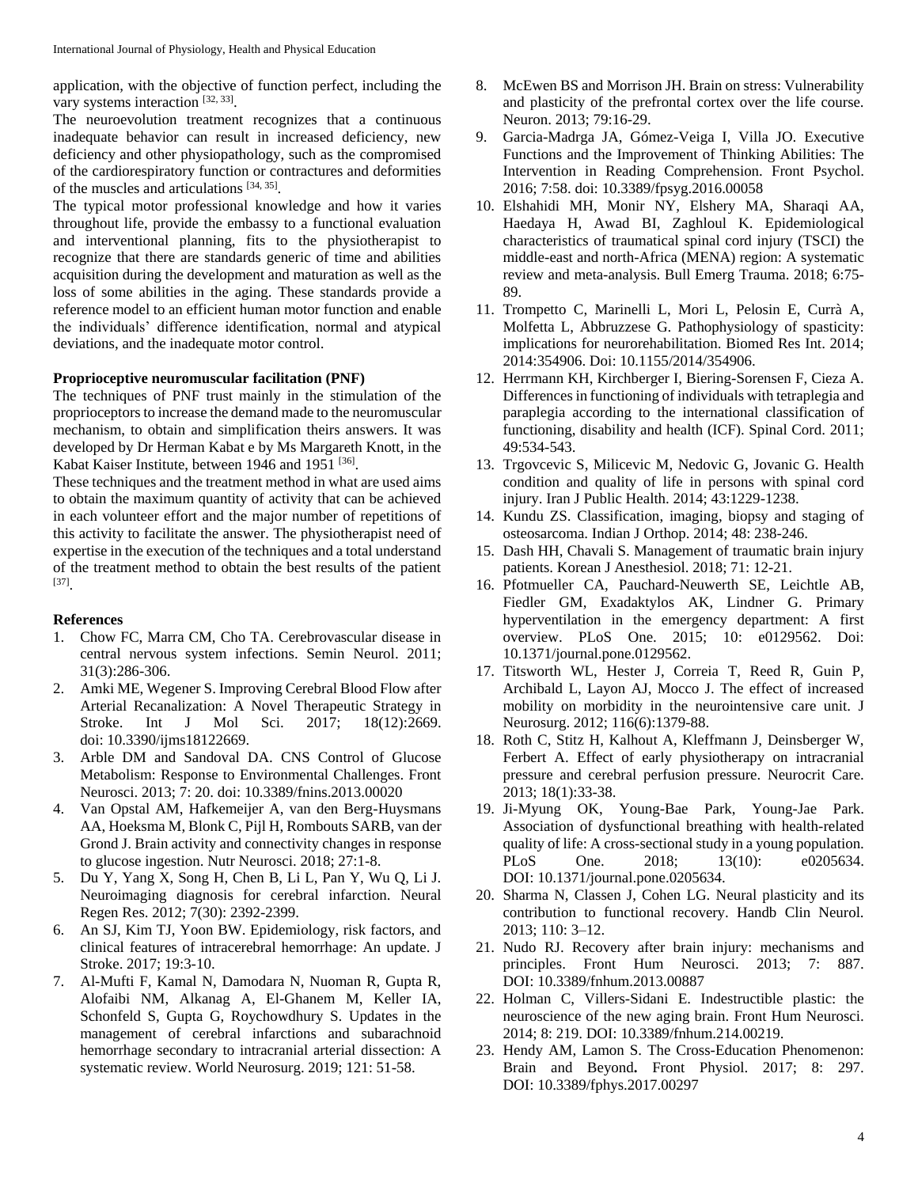application, with the objective of function perfect, including the vary systems interaction [32, 33].

The neuroevolution treatment recognizes that a continuous inadequate behavior can result in increased deficiency, new deficiency and other physiopathology, such as the compromised of the cardiorespiratory function or contractures and deformities of the muscles and articulations [34, 35].

The typical motor professional knowledge and how it varies throughout life, provide the embassy to a functional evaluation and interventional planning, fits to the physiotherapist to recognize that there are standards generic of time and abilities acquisition during the development and maturation as well as the loss of some abilities in the aging. These standards provide a reference model to an efficient human motor function and enable the individuals' difference identification, normal and atypical deviations, and the inadequate motor control.

**Proprioceptive neuromuscular facilitation (PNF)**

The techniques of PNF trust mainly in the stimulation of the proprioceptors to increase the demand made to the neuromuscular mechanism, to obtain and simplification theirs answers. It was developed by Dr Herman Kabat e by Ms Margareth Knott, in the Kabat Kaiser Institute, between 1946 and 1951 [36].

These techniques and the treatment method in what are used aims to obtain the maximum quantity of activity that can be achieved in each volunteer effort and the major number of repetitions of this activity to facilitate the answer. The physiotherapist need of expertise in the execution of the techniques and a total understand of the treatment method to obtain the best results of the patient [37].

**References**

1. Chow FC, Marra CM, Cho TA. Cerebrovascular disease in central nervous system infections. Semin Neurol. 2011; 31(3):286-306.
2. Amki ME, Wegener S. Improving Cerebral Blood Flow after Arterial Recanalization: A Novel Therapeutic Strategy in Stroke. Int J Mol Sci. 2017; 18(12):2669. doi: 10.3390/ijms18122669.
3. Arble DM and Sandoval DA. CNS Control of Glucose Metabolism: Response to Environmental Challenges. Front Neurosci. 2013; 7: 20. doi: 10.3389/fnins.2013.00020
4. Van Opstal AM, Hafkemeijer A, van den Berg-Huysmans AA, Hoeksma M, Blonk C, Pijl H, Rombouts SARB, van der Grond J. Brain activity and connectivity changes in response to glucose ingestion. Nutr Neurosci. 2018; 27:1-8.
5. Du Y, Yang X, Song H, Chen B, Li L, Pan Y, Wu Q, Li J. Neuroimaging diagnosis for cerebral infarction. Neural Regen Res. 2012; 7(30): 2392-2399.
6. An SJ, Kim TJ, Yoon BW. Epidemiology, risk factors, and clinical features of intracerebral hemorrhage: An update. J Stroke. 2017; 19:3-10.
7. Al-Mufti F, Kamal N, Damodara N, Nuoman R, Gupta R, Alofaibi NM, Alkanag A, El-Ghanem M, Keller IA, Schonfeld S, Gupta G, Roychowdhury S. Updates in the management of cerebral infarctions and subarachnoid hemorrhage secondary to intracranial arterial dissection: A systematic review. World Neurosurg. 2019; 121: 51-58.
8. McEwen BS and Morrison JH. Brain on stress: Vulnerability and plasticity of the prefrontal cortex over the life course. Neuron. 2013; 79:16-29.
9. Garcia-Madrga JA, Gómez-Veiga I, Villa JO. Executive Functions and the Improvement of Thinking Abilities: The Intervention in Reading Comprehension. Front Psychol. 2016; 7:58. doi: 10.3389/fpsyg.2016.00058
10. Elshahidi MH, Monir NY, Elshery MA, Sharaqi AA, Haedaya H, Awad BI, Zaghloul K. Epidemiological characteristics of traumatical spinal cord injury (TSCI) the middle-east and north-Africa (MENA) region: A systematic review and meta-analysis. Bull Emerg Trauma. 2018; 6:75-89.
11. Trompetto C, Marinelli L, Mori L, Pelosin E, Currà A, Molfetta L, Abbruzzese G. Pathophysiology of spasticity: implications for neurorehabilitation. Biomed Res Int. 2014; 2014:354906. Doi: 10.1155/2014/354906.
12. Herrmann KH, Kirchberger I, Biering-Sorensen F, Cieza A. Differences in functioning of individuals with tetraplegia and paraplegia according to the international classification of functioning, disability and health (ICF). Spinal Cord. 2011; 49:534-543.
13. Trgovcevic S, Milicevic M, Nedovic G, Jovanic G. Health condition and quality of life in persons with spinal cord injury. Iran J Public Health. 2014; 43:1229-1238.
14. Kundu ZS. Classification, imaging, biopsy and staging of osteosarcoma. Indian J Orthop. 2014; 48: 238-246.
15. Dash HH, Chavali S. Management of traumatic brain injury patients. Korean J Anesthesiol. 2018; 71: 12-21.
16. Pfotmueller CA, Pauchard-Neuwerth SE, Leichtle AB, Fiedler GM, Exadaktylos AK, Lindner G. Primary hyperventilation in the emergency department: A first overview. PLoS One. 2015; 10: e0129562. Doi: 10.1371/journal.pone.0129562.
17. Titsworth WL, Hester J, Correia T, Reed R, Guin P, Archibald L, Layon AJ, Mocco J. The effect of increased mobility on morbidity in the neurointensive care unit. J Neurosurg. 2012; 116(6):1379-88.
18. Roth C, Stitz H, Kalhout A, Kleffmann J, Deinsberger W, Ferbert A. Effect of early physiotherapy on intracranial pressure and cerebral perfusion pressure. Neurocrit Care. 2013; 18(1):33-38.
19. Ji-Myung OK, Young-Bae Park, Young-Jae Park. Association of dysfunctional breathing with health-related quality of life: A cross-sectional study in a young population. PLoS One. 2018; 13(10): e0205634. DOI: 10.1371/journal.pone.0205634.
20. Sharma N, Classen J, Cohen LG. Neural plasticity and its contribution to functional recovery. Handb Clin Neurol. 2013; 110: 3–12.
21. Nudo RJ. Recovery after brain injury: mechanisms and principles. Front Hum Neurosci. 2013; 7: 887. DOI: 10.3389/fnhum.2013.00887
22. Holman C, Villers-Sidani E. Indestructible plastic: the neuroscience of the new aging brain. Front Hum Neurosci. 2014; 8: 219. DOI: 10.3389/fnhum.214.00219.
23. Hendy AM, Lamon S. The Cross-Education Phenomenon: Brain and Beyond**.** Front Physiol. 2017; 8: 297. DOI: 10.3389/fphys.2017.00297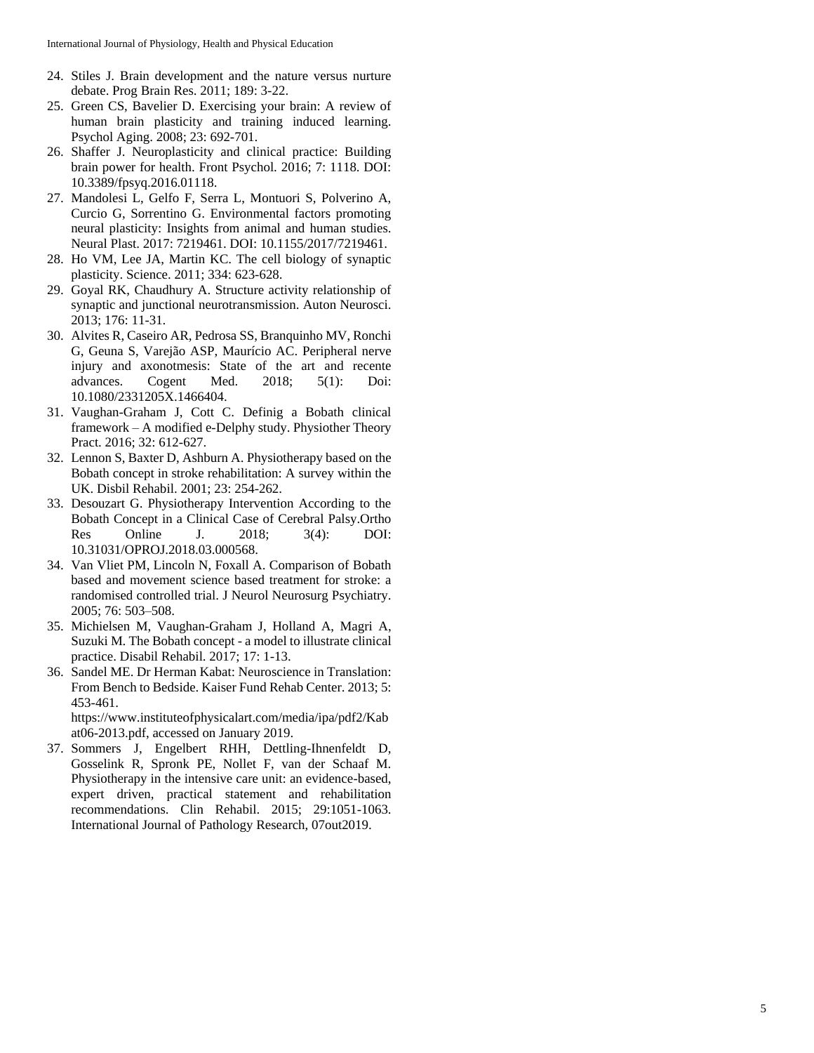24. Stiles J. Brain development and the nature versus nurture debate. Prog Brain Res. 2011; 189: 3-22.
25. Green CS, Bavelier D. Exercising your brain: A review of human brain plasticity and training induced learning. Psychol Aging. 2008; 23: 692-701.
26. Shaffer J. Neuroplasticity and clinical practice: Building brain power for health. Front Psychol. 2016; 7: 1118. DOI: 10.3389/fpsyq.2016.01118.
27. Mandolesi L, Gelfo F, Serra L, Montuori S, Polverino A, Curcio G, Sorrentino G. Environmental factors promoting neural plasticity: Insights from animal and human studies. Neural Plast. 2017: 7219461. DOI: 10.1155/2017/7219461.
28. Ho VM, Lee JA, Martin KC. The cell biology of synaptic plasticity. Science. 2011; 334: 623-628.
29. Goyal RK, Chaudhury A. Structure activity relationship of synaptic and junctional neurotransmission. Auton Neurosci. 2013; 176: 11-31.
30. Alvites R, Caseiro AR, Pedrosa SS, Branquinho MV, Ronchi G, Geuna S, Varejão ASP, Maurício AC. Peripheral nerve injury and axonotmesis: State of the art and recente advances. Cogent Med. 2018; 5(1): Doi: 10.1080/2331205X.1466404.
31. Vaughan-Graham J, Cott C. Definig a Bobath clinical framework – A modified e-Delphy study. Physiother Theory Pract. 2016; 32: 612-627.
32. Lennon S, Baxter D, Ashburn A. Physiotherapy based on the Bobath concept in stroke rehabilitation: A survey within the UK. Disbil Rehabil. 2001; 23: 254-262.
33. Desouzart G. Physiotherapy Intervention According to the Bobath Concept in a Clinical Case of Cerebral Palsy.Ortho Res Online J. 2018; 3(4): DOI: 10.31031/OPROJ.2018.03.000568.
34. Van Vliet PM, Lincoln N, Foxall A. Comparison of Bobath based and movement science based treatment for stroke: a randomised controlled trial. J Neurol Neurosurg Psychiatry. 2005; 76: 503–508.
35. Michielsen M, Vaughan-Graham J, Holland A, Magri A, Suzuki M. The Bobath concept - a model to illustrate clinical practice. Disabil Rehabil. 2017; 17: 1-13.
36. Sandel ME. Dr Herman Kabat: Neuroscience in Translation: From Bench to Bedside. Kaiser Fund Rehab Center. 2013; 5: 453-461. https://www.instituteofphysicalart.com/media/ipa/pdf2/Kabat06-2013.pdf, accessed on January 2019.
37. Sommers J, Engelbert RHH, Dettling-Ihnenfeldt D, Gosselink R, Spronk PE, Nollet F, van der Schaaf M. Physiotherapy in the intensive care unit: an evidence-based, expert driven, practical statement and rehabilitation recommendations. Clin Rehabil. 2015; 29:1051-1063. International Journal of Pathology Research, 07out2019.